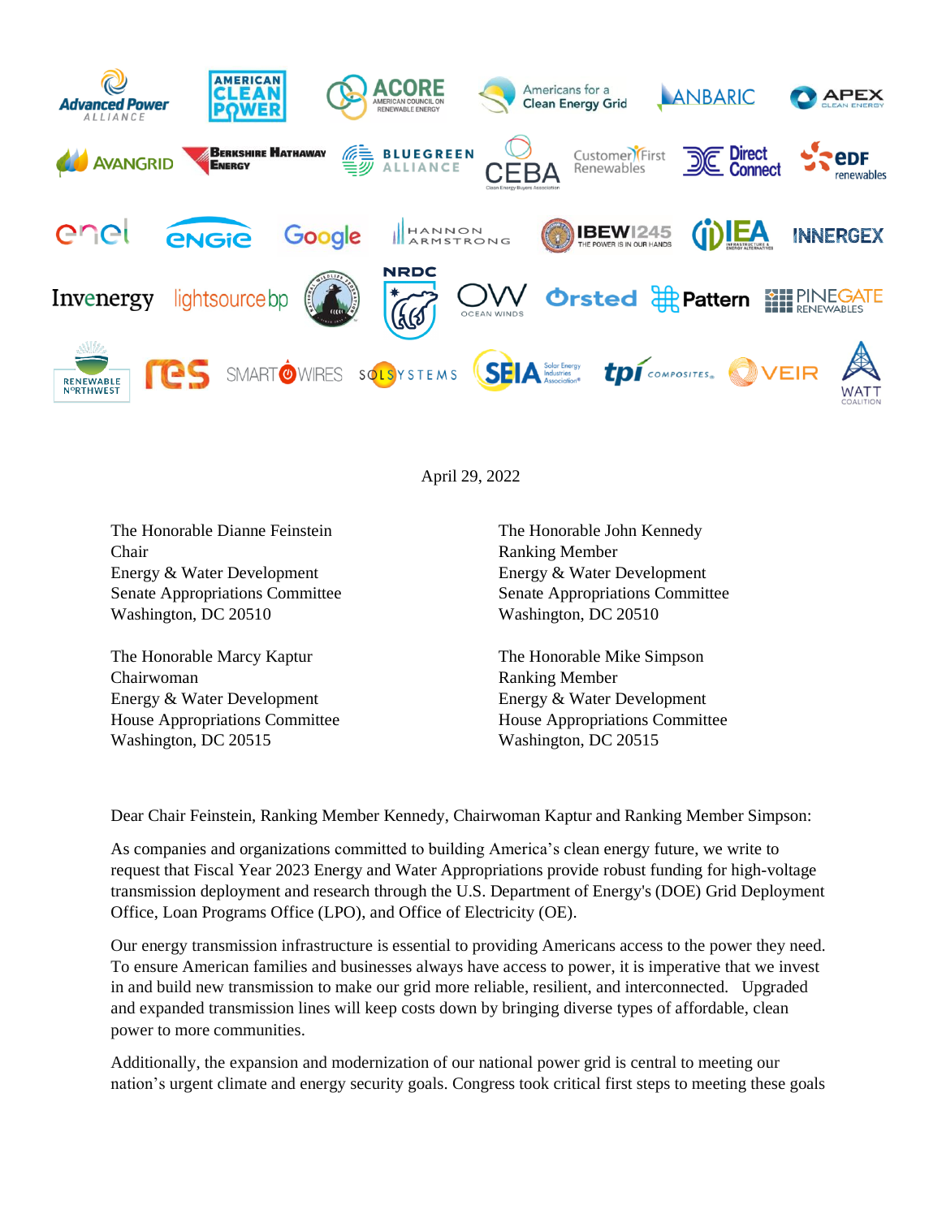April 29, 2022

The Honorable Dianne Feinstein
Chair
Energy & Water Development
Senate Appropriations Committee
Washington, DC 20510

The Honorable John Kennedy
Ranking Member
Energy & Water Development
Senate Appropriations Committee
Washington, DC 20510

The Honorable Marcy Kaptur
Chairwoman
Energy & Water Development
House Appropriations Committee
Washington, DC 20515

The Honorable Mike Simpson
Ranking Member
Energy & Water Development
House Appropriations Committee
Washington, DC 20515

Dear Chair Feinstein, Ranking Member Kennedy, Chairwoman Kaptur and Ranking Member Simpson:

As companies and organizations committed to building America's clean energy future, we write to request that Fiscal Year 2023 Energy and Water Appropriations provide robust funding for high-voltage transmission deployment and research through the U.S. Department of Energy's (DOE) Grid Deployment Office, Loan Programs Office (LPO), and Office of Electricity (OE).

Our energy transmission infrastructure is essential to providing Americans access to the power they need. To ensure American families and businesses always have access to power, it is imperative that we invest in and build new transmission to make our grid more reliable, resilient, and interconnected. Upgraded and expanded transmission lines will keep costs down by bringing diverse types of affordable, clean power to more communities.

Additionally, the expansion and modernization of our national power grid is central to meeting our nation's urgent climate and energy security goals. Congress took critical first steps to meeting these goals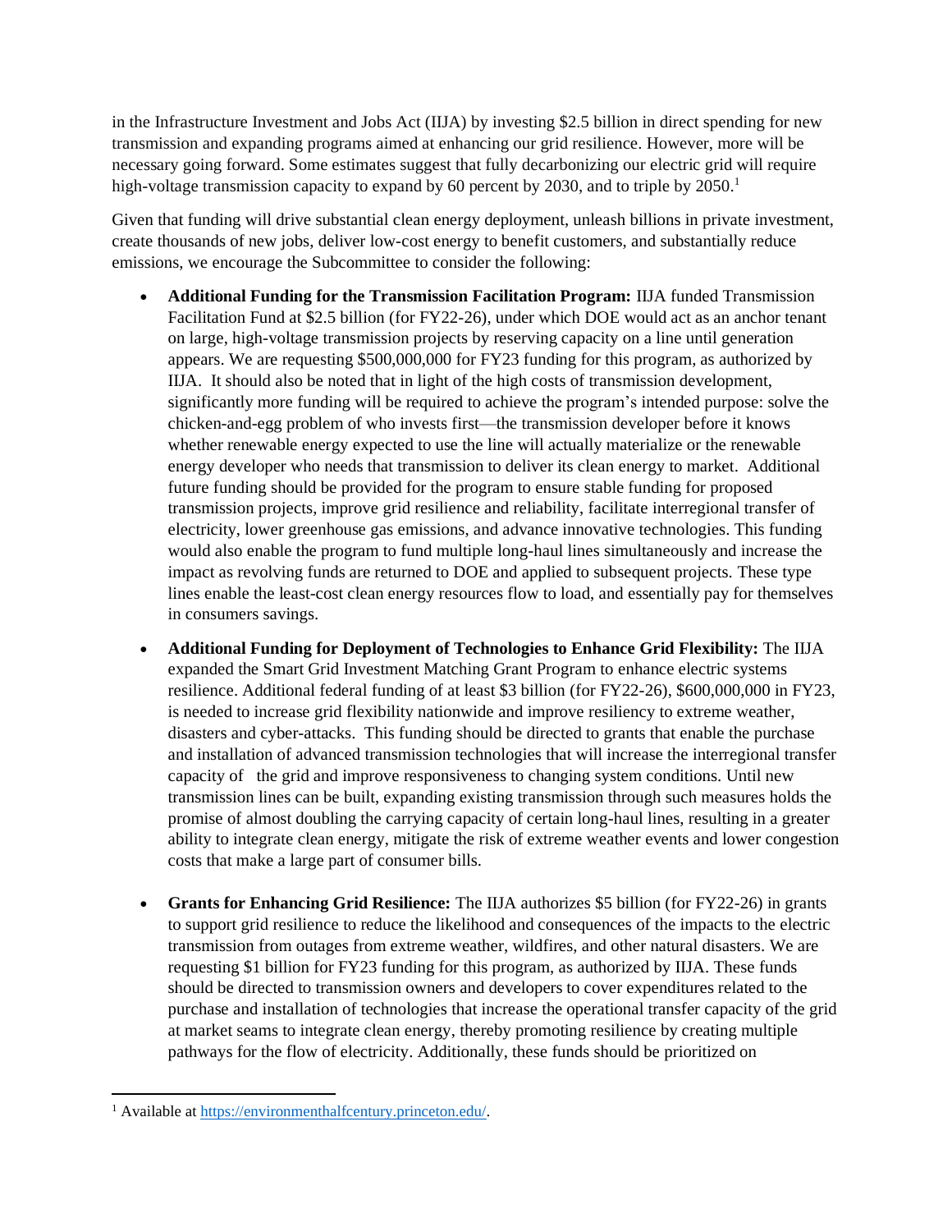in the Infrastructure Investment and Jobs Act (IIJA) by investing $2.5 billion in direct spending for new transmission and expanding programs aimed at enhancing our grid resilience. However, more will be necessary going forward. Some estimates suggest that fully decarbonizing our electric grid will require high-voltage transmission capacity to expand by 60 percent by 2030, and to triple by 2050.[1]

Given that funding will drive substantial clean energy deployment, unleash billions in private investment, create thousands of new jobs, deliver low-cost energy to benefit customers, and substantially reduce emissions, we encourage the Subcommittee to consider the following:

- **Additional Funding for the Transmission Facilitation Program:** IIJA funded Transmission Facilitation Fund at $2.5 billion (for FY22-26), under which DOE would act as an anchor tenant on large, high-voltage transmission projects by reserving capacity on a line until generation appears. We are requesting $500,000,000 for FY23 funding for this program, as authorized by IIJA. It should also be noted that in light of the high costs of transmission development, significantly more funding will be required to achieve the program's intended purpose: solve the chicken-and-egg problem of who invests first—the transmission developer before it knows whether renewable energy expected to use the line will actually materialize or the renewable energy developer who needs that transmission to deliver its clean energy to market. Additional future funding should be provided for the program to ensure stable funding for proposed transmission projects, improve grid resilience and reliability, facilitate interregional transfer of electricity, lower greenhouse gas emissions, and advance innovative technologies. This funding would also enable the program to fund multiple long-haul lines simultaneously and increase the impact as revolving funds are returned to DOE and applied to subsequent projects. These type lines enable the least-cost clean energy resources flow to load, and essentially pay for themselves in consumers savings.

- **Additional Funding for Deployment of Technologies to Enhance Grid Flexibility:** The IIJA expanded the Smart Grid Investment Matching Grant Program to enhance electric systems resilience. Additional federal funding of at least $3 billion (for FY22-26), $600,000,000 in FY23, is needed to increase grid flexibility nationwide and improve resiliency to extreme weather, disasters and cyber-attacks. This funding should be directed to grants that enable the purchase and installation of advanced transmission technologies that will increase the interregional transfer capacity of the grid and improve responsiveness to changing system conditions. Until new transmission lines can be built, expanding existing transmission through such measures holds the promise of almost doubling the carrying capacity of certain long-haul lines, resulting in a greater ability to integrate clean energy, mitigate the risk of extreme weather events and lower congestion costs that make a large part of consumer bills.

- **Grants for Enhancing Grid Resilience:** The IIJA authorizes $5 billion (for FY22-26) in grants to support grid resilience to reduce the likelihood and consequences of the impacts to the electric transmission from outages from extreme weather, wildfires, and other natural disasters. We are requesting $1 billion for FY23 funding for this program, as authorized by IIJA. These funds should be directed to transmission owners and developers to cover expenditures related to the purchase and installation of technologies that increase the operational transfer capacity of the grid at market seams to integrate clean energy, thereby promoting resilience by creating multiple pathways for the flow of electricity. Additionally, these funds should be prioritized on

[1] Available at https://environmenthalfcentury.princeton.edu/.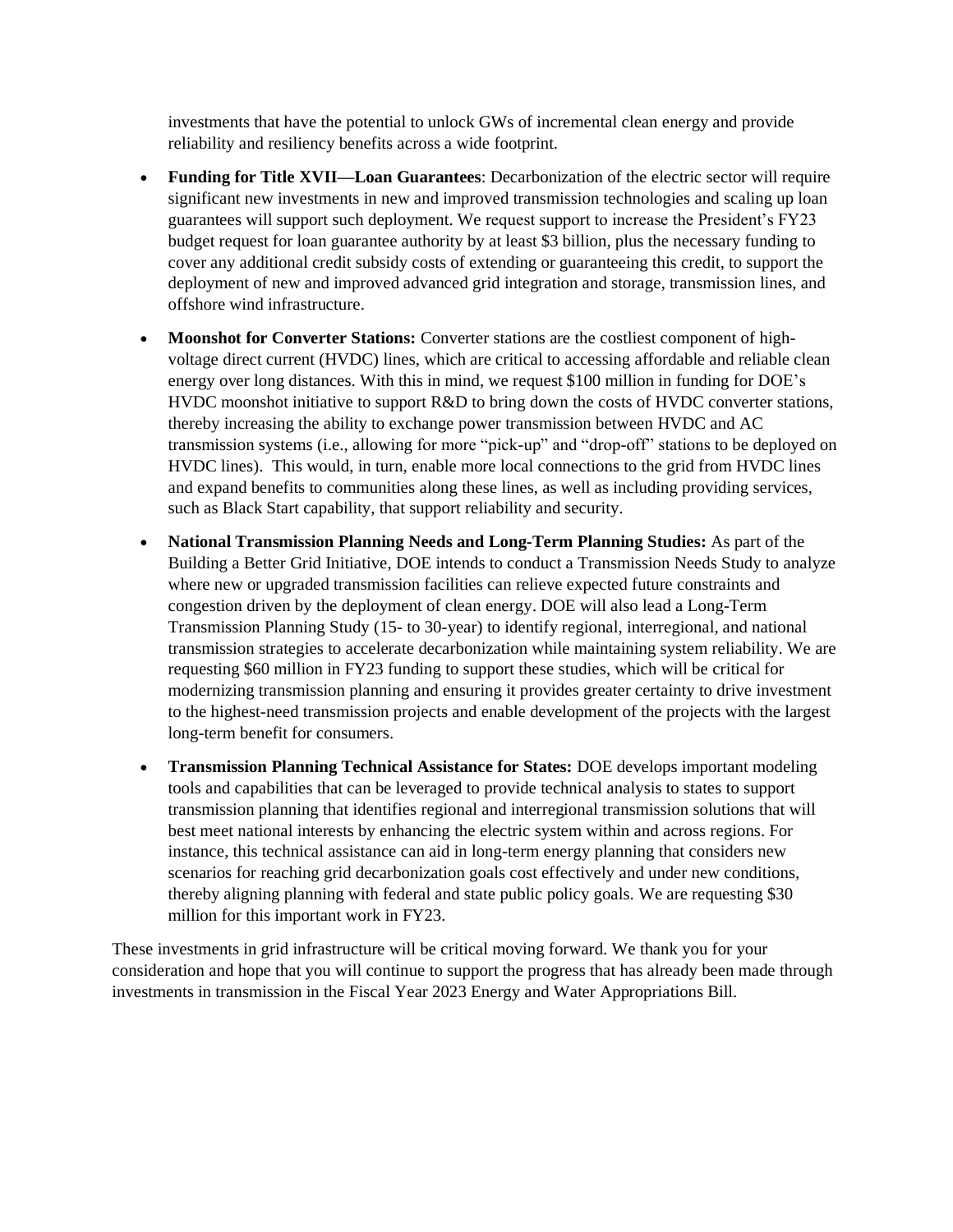investments that have the potential to unlock GWs of incremental clean energy and provide reliability and resiliency benefits across a wide footprint.

- **Funding for Title XVII—Loan Guarantees**: Decarbonization of the electric sector will require significant new investments in new and improved transmission technologies and scaling up loan guarantees will support such deployment. We request support to increase the President's FY23 budget request for loan guarantee authority by at least $3 billion, plus the necessary funding to cover any additional credit subsidy costs of extending or guaranteeing this credit, to support the deployment of new and improved advanced grid integration and storage, transmission lines, and offshore wind infrastructure.

- **Moonshot for Converter Stations:** Converter stations are the costliest component of high-voltage direct current (HVDC) lines, which are critical to accessing affordable and reliable clean energy over long distances. With this in mind, we request $100 million in funding for DOE's HVDC moonshot initiative to support R&D to bring down the costs of HVDC converter stations, thereby increasing the ability to exchange power transmission between HVDC and AC transmission systems (i.e., allowing for more "pick-up" and "drop-off" stations to be deployed on HVDC lines). This would, in turn, enable more local connections to the grid from HVDC lines and expand benefits to communities along these lines, as well as including providing services, such as Black Start capability, that support reliability and security.

- **National Transmission Planning Needs and Long-Term Planning Studies:** As part of the Building a Better Grid Initiative, DOE intends to conduct a Transmission Needs Study to analyze where new or upgraded transmission facilities can relieve expected future constraints and congestion driven by the deployment of clean energy. DOE will also lead a Long-Term Transmission Planning Study (15- to 30-year) to identify regional, interregional, and national transmission strategies to accelerate decarbonization while maintaining system reliability. We are requesting $60 million in FY23 funding to support these studies, which will be critical for modernizing transmission planning and ensuring it provides greater certainty to drive investment to the highest-need transmission projects and enable development of the projects with the largest long-term benefit for consumers.

- **Transmission Planning Technical Assistance for States:** DOE develops important modeling tools and capabilities that can be leveraged to provide technical analysis to states to support transmission planning that identifies regional and interregional transmission solutions that will best meet national interests by enhancing the electric system within and across regions. For instance, this technical assistance can aid in long-term energy planning that considers new scenarios for reaching grid decarbonization goals cost effectively and under new conditions, thereby aligning planning with federal and state public policy goals. We are requesting $30 million for this important work in FY23.

These investments in grid infrastructure will be critical moving forward. We thank you for your consideration and hope that you will continue to support the progress that has already been made through investments in transmission in the Fiscal Year 2023 Energy and Water Appropriations Bill.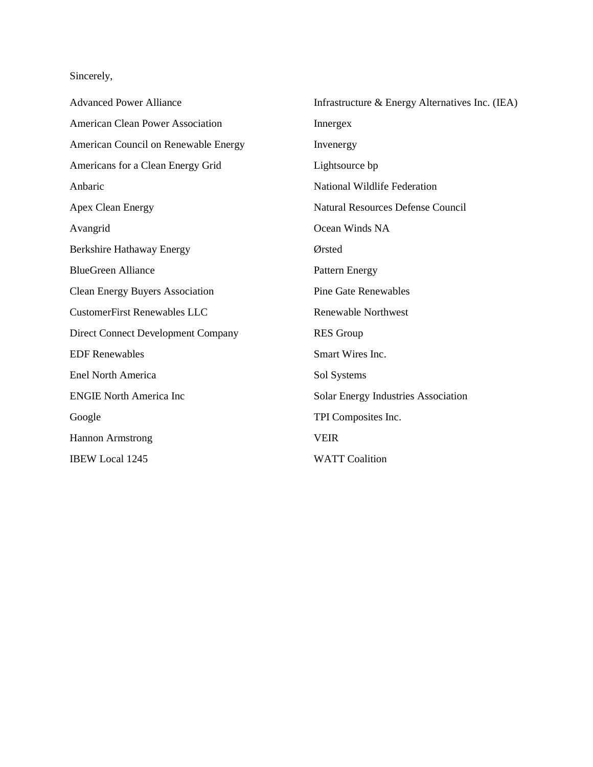Sincerely,

Advanced Power Alliance

American Clean Power Association

American Council on Renewable Energy

Americans for a Clean Energy Grid

Anbaric

Apex Clean Energy

Avangrid

Berkshire Hathaway Energy

BlueGreen Alliance

Clean Energy Buyers Association

CustomerFirst Renewables LLC

Direct Connect Development Company

EDF Renewables

Enel North America

ENGIE North America Inc

Google

Hannon Armstrong

IBEW Local 1245

Infrastructure & Energy Alternatives Inc. (IEA)

Innergex

Invenergy

Lightsource bp

National Wildlife Federation

Natural Resources Defense Council

Ocean Winds NA

Ørsted

Pattern Energy

Pine Gate Renewables

Renewable Northwest

RES Group

Smart Wires Inc.

Sol Systems

Solar Energy Industries Association

TPI Composites Inc.

VEIR

WATT Coalition